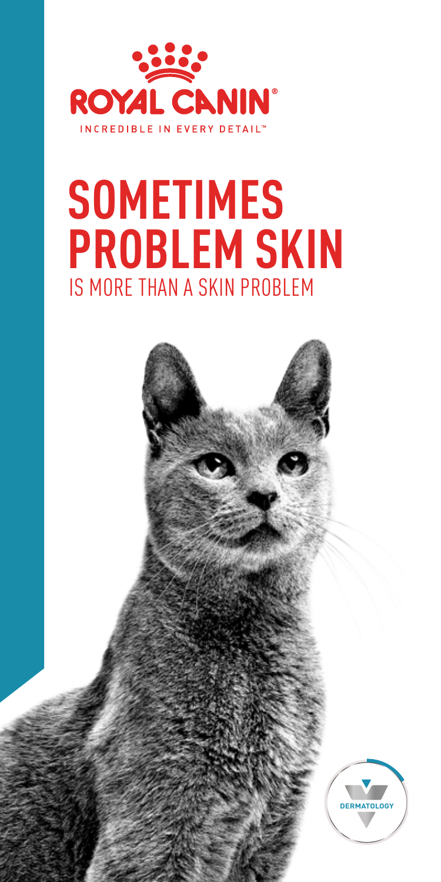ROYAL CANIN®

INCREDIBLE IN EVERY DETAIL™

# SOMETIMES PROBLEM SKIN

## IS MORE THAN A SKIN PROBLEM

DERMATOLOGY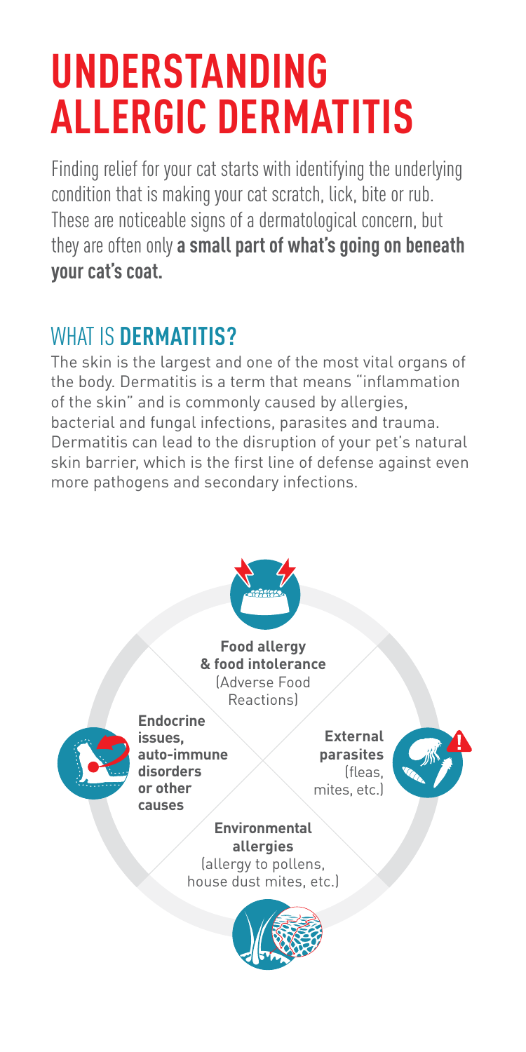# UNDERSTANDING ALLERGIC DERMATITIS

Finding relief for your cat starts with identifying the underlying condition that is making your cat scratch, lick, bite or rub. These are noticeable signs of a dermatological concern, but they are often only **a small part of what's going on beneath your cat's coat.**

## WHAT IS **DERMATITIS?**

The skin is the largest and one of the most vital organs of the body. Dermatitis is a term that means "inflammation of the skin" and is commonly caused by allergies, bacterial and fungal infections, parasites and trauma. Dermatitis can lead to the disruption of your pet's natural skin barrier, which is the first line of defense against even more pathogens and secondary infections.

**Food allergy & food intolerance** (Adverse Food Reactions)

**External parasites** (fleas, mites, etc.)

**Environmental allergies** (allergy to pollens, house dust mites, etc.)

**Endocrine issues, auto-immune disorders or other causes**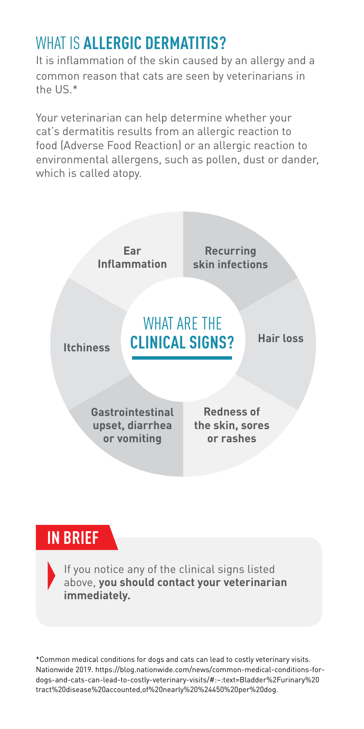# WHAT IS **ALLERGIC DERMATITIS?**

It is inflammation of the skin caused by an allergy and a common reason that cats are seen by veterinarians in the US.*

Your veterinarian can help determine whether your cat's dermatitis results from an allergic reaction to food (Adverse Food Reaction) or an allergic reaction to environmental allergens, such as pollen, dust or dander, which is called atopy.

## WHAT ARE THE **CLINICAL SIGNS?**

- **Ear Inflammation**
- **Recurring skin infections**
- **Hair loss**
- **Redness of the skin, sores or rashes**
- **Gastrointestinal upset, diarrhea or vomiting**
- **Itchiness**

## IN BRIEF

If you notice any of the clinical signs listed above, **you should contact your veterinarian immediately.**

*Common medical conditions for dogs and cats can lead to costly veterinary visits. Nationwide 2019. https://blog.nationwide.com/news/common-medical-conditions-for-dogs-and-cats-can-lead-to-costly-veterinary-visits/#:~:text=Bladder%2Furinary%20tract%20disease%20accounted,of%20nearly%20%24450%20per%20dog.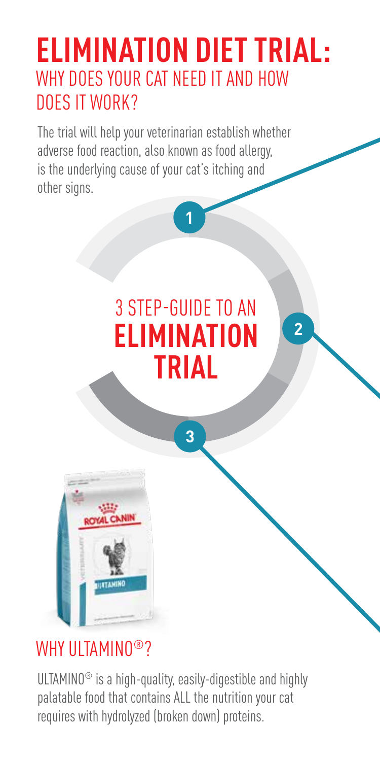# ELIMINATION DIET TRIAL:

## WHY DOES YOUR CAT NEED IT AND HOW DOES IT WORK?

The trial will help your veterinarian establish whether adverse food reaction, also known as food allergy, is the underlying cause of your cat's itching and other signs.

1

## 3 STEP-GUIDE TO AN **ELIMINATION TRIAL**

2

3

## WHY ULTAMINO®?

ULTAMINO® is a high-quality, easily-digestible and highly palatable food that contains ALL the nutrition your cat requires with hydrolyzed (broken down) proteins.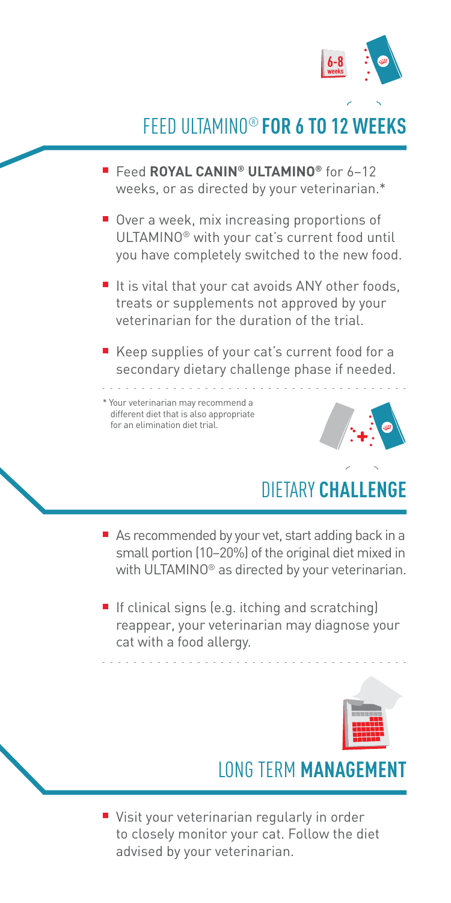## FEED ULTAMINO® **FOR 6 TO 12 WEEKS**

- Feed **ROYAL CANIN® ULTAMINO®** for 6–12 weeks, or as directed by your veterinarian.*
- Over a week, mix increasing proportions of ULTAMINO® with your cat's current food until you have completely switched to the new food.
- It is vital that your cat avoids ANY other foods, treats or supplements not approved by your veterinarian for the duration of the trial.
- Keep supplies of your cat's current food for a secondary dietary challenge phase if needed.

* Your veterinarian may recommend a different diet that is also appropriate for an elimination diet trial.

## DIETARY **CHALLENGE**

- As recommended by your vet, start adding back in a small portion (10–20%) of the original diet mixed in with ULTAMINO® as directed by your veterinarian.
- If clinical signs (e.g. itching and scratching) reappear, your veterinarian may diagnose your cat with a food allergy.

## LONG TERM **MANAGEMENT**

- Visit your veterinarian regularly in order to closely monitor your cat. Follow the diet advised by your veterinarian.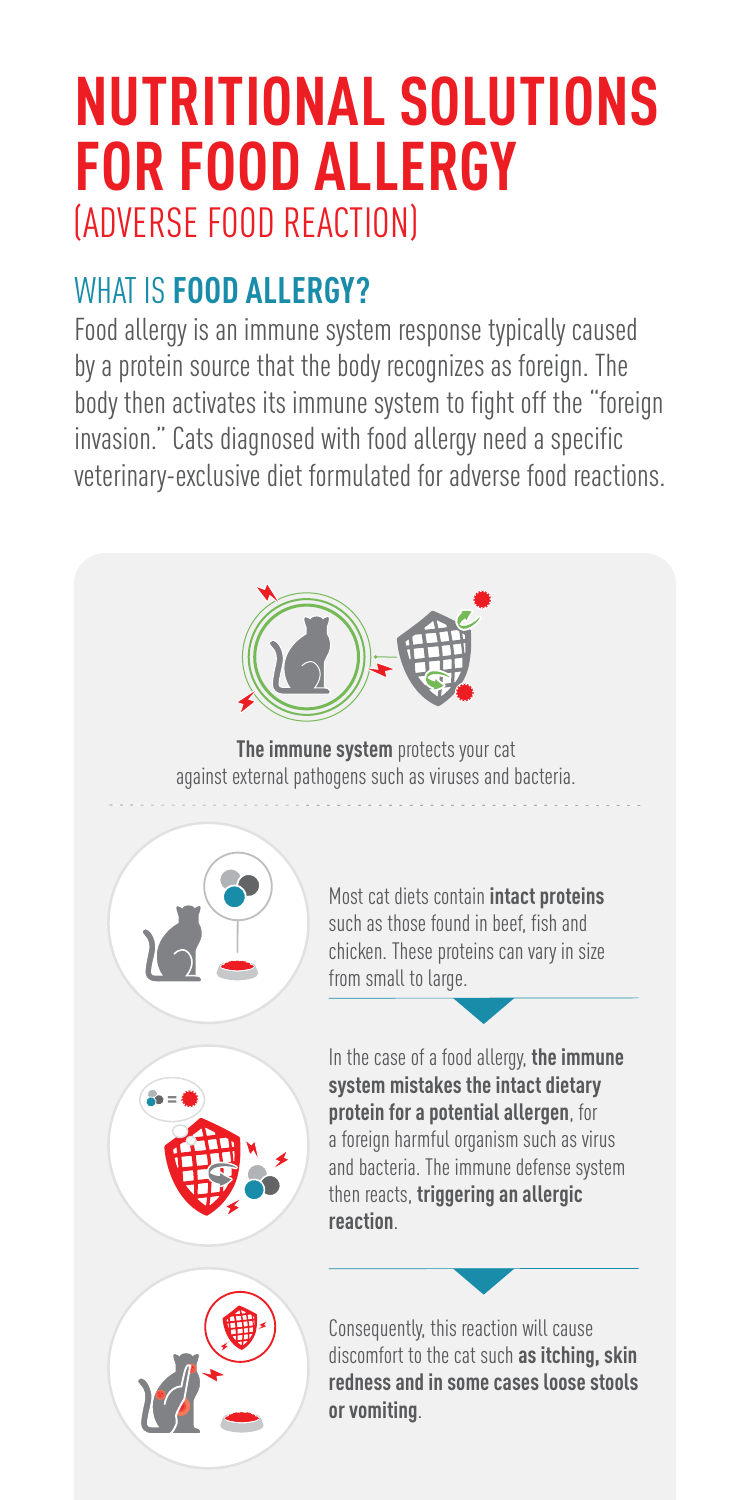# NUTRITIONAL SOLUTIONS FOR FOOD ALLERGY

(ADVERSE FOOD REACTION)

## WHAT IS **FOOD ALLERGY?**

Food allergy is an immune system response typically caused by a protein source that the body recognizes as foreign. The body then activates its immune system to fight off the "foreign invasion." Cats diagnosed with food allergy need a specific veterinary-exclusive diet formulated for adverse food reactions.

**The immune system** protects your cat against external pathogens such as viruses and bacteria.

Most cat diets contain **intact proteins** such as those found in beef, fish and chicken. These proteins can vary in size from small to large.

In the case of a food allergy, **the immune system mistakes the intact dietary protein for a potential allergen**, for a foreign harmful organism such as virus and bacteria. The immune defense system then reacts, **triggering an allergic reaction**.

Consequently, this reaction will cause discomfort to the cat such **as itching, skin redness and in some cases loose stools or vomiting**.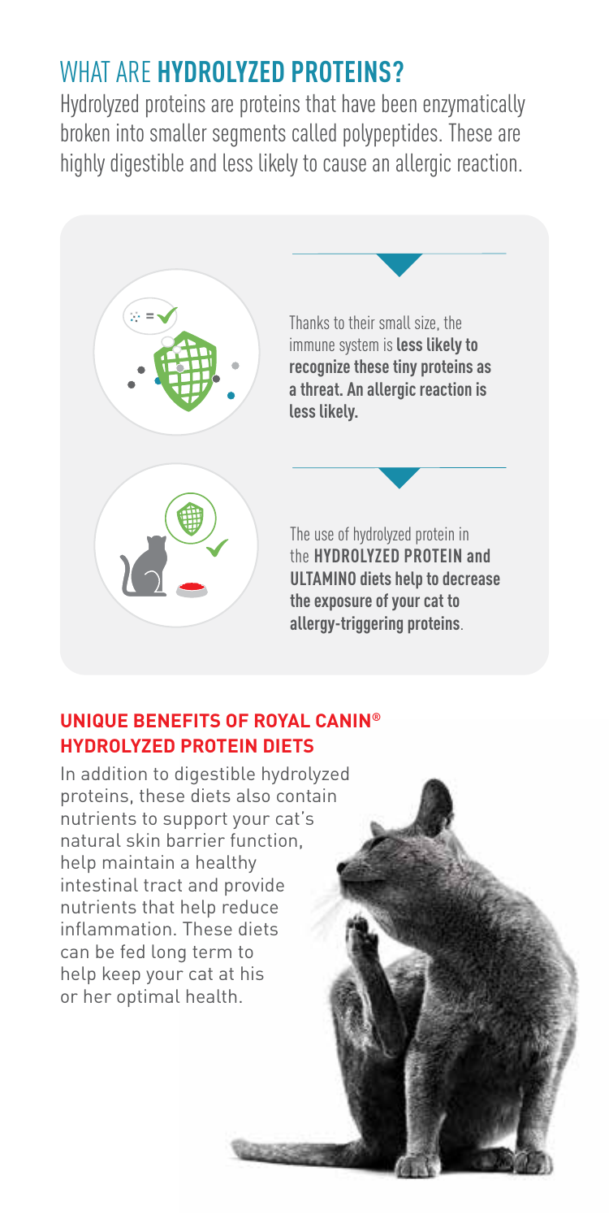# WHAT ARE **HYDROLYZED PROTEINS?**

Hydrolyzed proteins are proteins that have been enzymatically broken into smaller segments called polypeptides. These are highly digestible and less likely to cause an allergic reaction.

Thanks to their small size, the immune system is **less likely to recognize these tiny proteins as a threat. An allergic reaction is less likely.**

The use of hydrolyzed protein in the **HYDROLYZED PROTEIN and ULTAMINO diets help to decrease the exposure of your cat to allergy-triggering proteins**.

## UNIQUE BENEFITS OF ROYAL CANIN® HYDROLYZED PROTEIN DIETS

In addition to digestible hydrolyzed proteins, these diets also contain nutrients to support your cat's natural skin barrier function, help maintain a healthy intestinal tract and provide nutrients that help reduce inflammation. These diets can be fed long term to help keep your cat at his or her optimal health.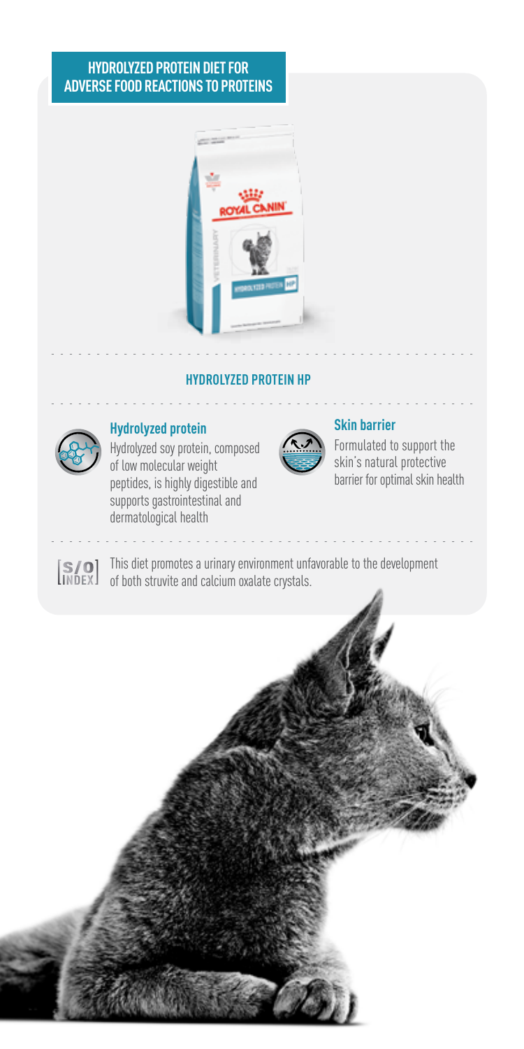## HYDROLYZED PROTEIN DIET FOR ADVERSE FOOD REACTIONS TO PROTEINS

### HYDROLYZED PROTEIN HP

**Hydrolyzed protein**

Hydrolyzed soy protein, composed of low molecular weight peptides, is highly digestible and supports gastrointestinal and dermatological health

**Skin barrier**

Formulated to support the skin's natural protective barrier for optimal skin health

[S/O INDEX] This diet promotes a urinary environment unfavorable to the development of both struvite and calcium oxalate crystals.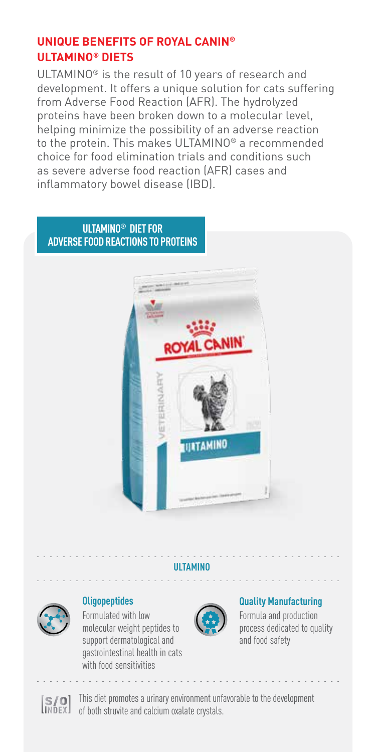## UNIQUE BENEFITS OF ROYAL CANIN® ULTAMINO® DIETS

ULTAMINO® is the result of 10 years of research and development. It offers a unique solution for cats suffering from Adverse Food Reaction (AFR). The hydrolyzed proteins have been broken down to a molecular level, helping minimize the possibility of an adverse reaction to the protein. This makes ULTAMINO® a recommended choice for food elimination trials and conditions such as severe adverse food reaction (AFR) cases and inflammatory bowel disease (IBD).

### ULTAMINO® DIET FOR ADVERSE FOOD REACTIONS TO PROTEINS

### ULTAMINO

**Oligopeptides**
Formulated with low molecular weight peptides to support dermatological and gastrointestinal health in cats with food sensitivities

**Quality Manufacturing**
Formula and production process dedicated to quality and food safety

[S/O INDEX] This diet promotes a urinary environment unfavorable to the development of both struvite and calcium oxalate crystals.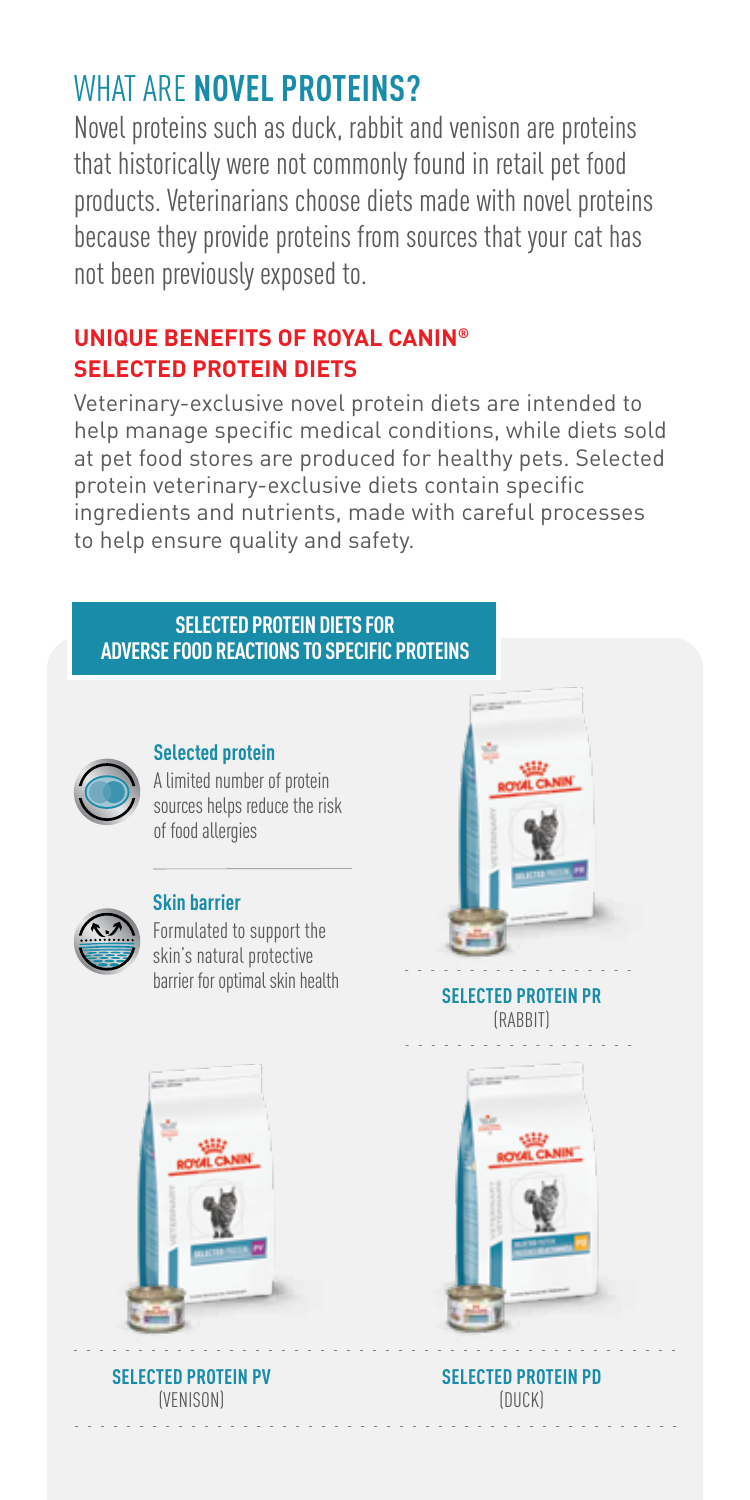# WHAT ARE **NOVEL PROTEINS?**

Novel proteins such as duck, rabbit and venison are proteins that historically were not commonly found in retail pet food products. Veterinarians choose diets made with novel proteins because they provide proteins from sources that your cat has not been previously exposed to.

## UNIQUE BENEFITS OF ROYAL CANIN® SELECTED PROTEIN DIETS

Veterinary-exclusive novel protein diets are intended to help manage specific medical conditions, while diets sold at pet food stores are produced for healthy pets. Selected protein veterinary-exclusive diets contain specific ingredients and nutrients, made with careful processes to help ensure quality and safety.

### SELECTED PROTEIN DIETS FOR ADVERSE FOOD REACTIONS TO SPECIFIC PROTEINS

**Selected protein**
A limited number of protein sources helps reduce the risk of food allergies

**Skin barrier**
Formulated to support the skin's natural protective barrier for optimal skin health

**SELECTED PROTEIN PR**
(RABBIT)

**SELECTED PROTEIN PV**
(VENISON)

**SELECTED PROTEIN PD**
(DUCK)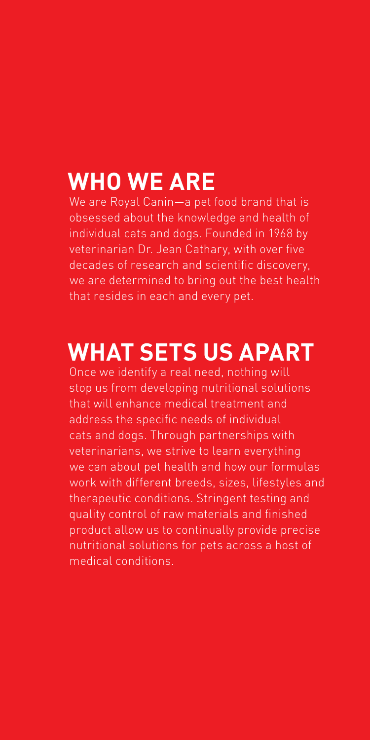## WHO WE ARE

We are Royal Canin—a pet food brand that is obsessed about the knowledge and health of individual cats and dogs. Founded in 1968 by veterinarian Dr. Jean Cathary, with over five decades of research and scientific discovery, we are determined to bring out the best health that resides in each and every pet.

## WHAT SETS US APART

Once we identify a real need, nothing will stop us from developing nutritional solutions that will enhance medical treatment and address the specific needs of individual cats and dogs. Through partnerships with veterinarians, we strive to learn everything we can about pet health and how our formulas work with different breeds, sizes, lifestyles and therapeutic conditions. Stringent testing and quality control of raw materials and finished product allow us to continually provide precise nutritional solutions for pets across a host of medical conditions.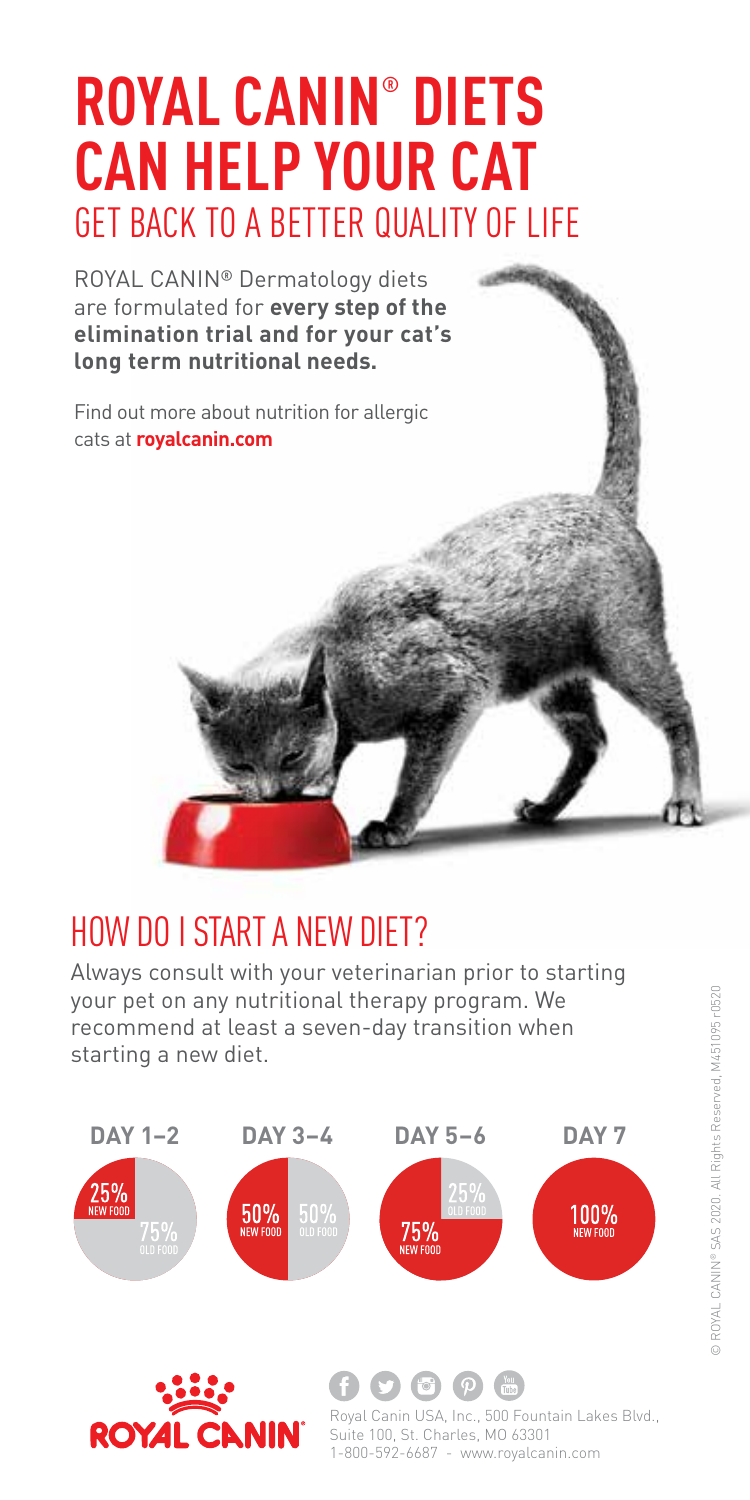# ROYAL CANIN® DIETS CAN HELP YOUR CAT

## GET BACK TO A BETTER QUALITY OF LIFE

ROYAL CANIN® Dermatology diets are formulated for **every step of the elimination trial and for your cat's long term nutritional needs.**

Find out more about nutrition for allergic cats at **royalcanin.com**

## HOW DO I START A NEW DIET?

Always consult with your veterinarian prior to starting your pet on any nutritional therapy program. We recommend at least a seven-day transition when starting a new diet.

**DAY 1–2**
25% NEW FOOD
75% OLD FOOD

**DAY 3–4**
50% NEW FOOD
50% OLD FOOD

**DAY 5–6**
25% OLD FOOD
75% NEW FOOD

**DAY 7**
100% NEW FOOD

ROYAL CANIN®

Royal Canin USA, Inc., 500 Fountain Lakes Blvd., Suite 100, St. Charles, MO 63301
1-800-592-6687 - www.royalcanin.com

© ROYAL CANIN® SAS 2020. All Rights Reserved, M451095 r0520